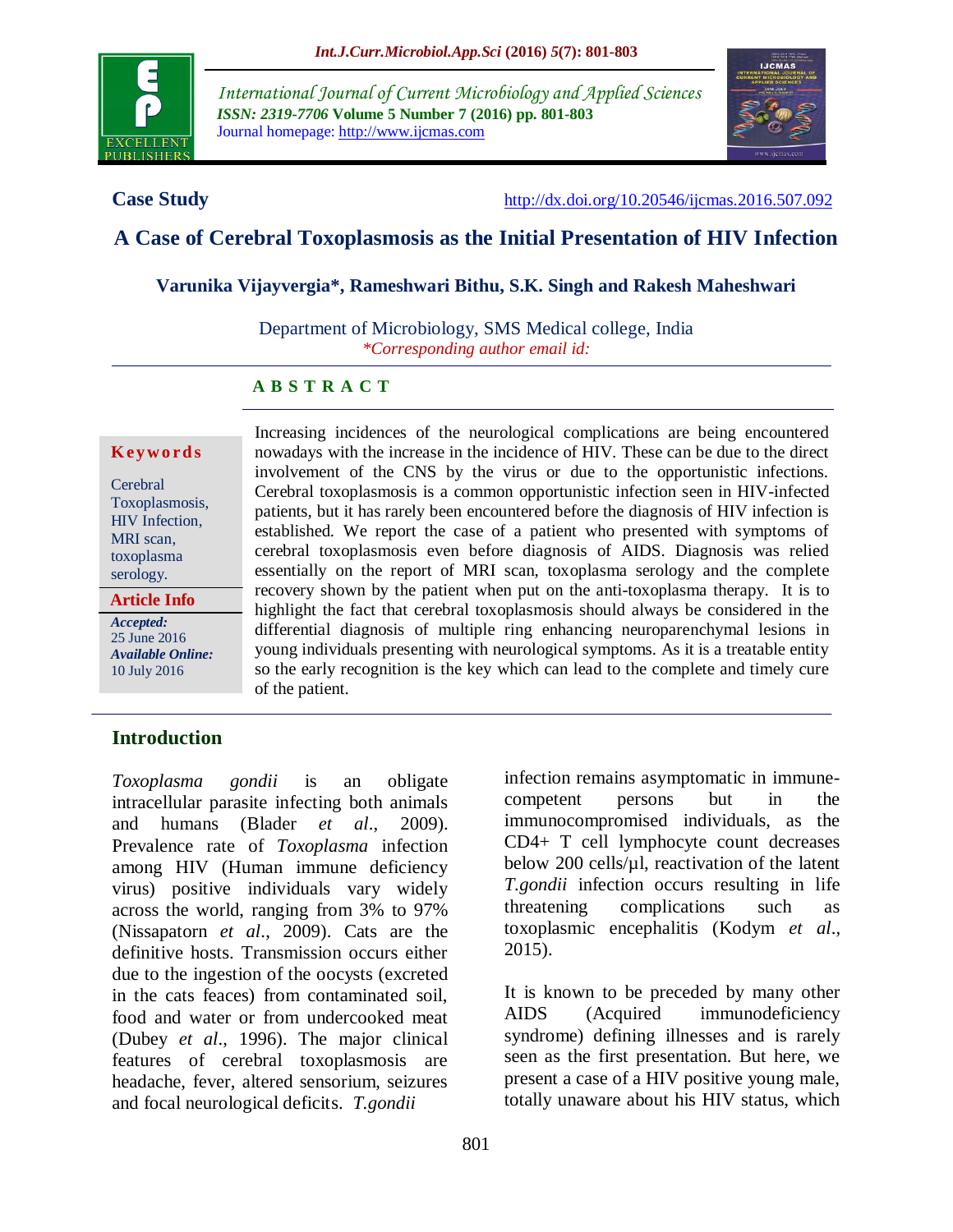**Case Study**

http://dx.doi.org/10.20546/ijcmas.2016.507.092

# A Case of Cerebral Toxoplasmosis as the Initial Presentation of HIV Infection

**Varunika Vijayvergia*, Rameshwari Bithu, S.K. Singh and Rakesh Maheshwari**

Department of Microbiology, SMS Medical college, India

*\*Corresponding author email id:*

## A B S T R A C T

**Keywords**

Cerebral Toxoplasmosis, HIV Infection, MRI scan, toxoplasma serology.

**Article Info**

***Accepted:*** 25 June 2016

***Available Online:*** 10 July 2016

Increasing incidences of the neurological complications are being encountered nowadays with the increase in the incidence of HIV. These can be due to the direct involvement of the CNS by the virus or due to the opportunistic infections. Cerebral toxoplasmosis is a common opportunistic infection seen in HIV-infected patients, but it has rarely been encountered before the diagnosis of HIV infection is established. We report the case of a patient who presented with symptoms of cerebral toxoplasmosis even before diagnosis of AIDS. Diagnosis was relied essentially on the report of MRI scan, toxoplasma serology and the complete recovery shown by the patient when put on the anti-toxoplasma therapy. It is to highlight the fact that cerebral toxoplasmosis should always be considered in the differential diagnosis of multiple ring enhancing neuroparenchymal lesions in young individuals presenting with neurological symptoms. As it is a treatable entity so the early recognition is the key which can lead to the complete and timely cure of the patient.

## Introduction

*Toxoplasma gondii* is an obligate intracellular parasite infecting both animals and humans (Blader *et al*., 2009). Prevalence rate of *Toxoplasma* infection among HIV (Human immune deficiency virus) positive individuals vary widely across the world, ranging from 3% to 97% (Nissapatorn *et al*., 2009). Cats are the definitive hosts. Transmission occurs either due to the ingestion of the oocysts (excreted in the cats feaces) from contaminated soil, food and water or from undercooked meat (Dubey *et al*., 1996). The major clinical features of cerebral toxoplasmosis are headache, fever, altered sensorium, seizures and focal neurological deficits. *T.gondii* infection remains asymptomatic in immune-competent persons but in the immunocompromised individuals, as the CD4+ T cell lymphocyte count decreases below 200 cells/µl, reactivation of the latent *T.gondii* infection occurs resulting in life threatening complications such as toxoplasmic encephalitis (Kodym *et al*., 2015).

It is known to be preceded by many other AIDS (Acquired immunodeficiency syndrome) defining illnesses and is rarely seen as the first presentation. But here, we present a case of a HIV positive young male, totally unaware about his HIV status, which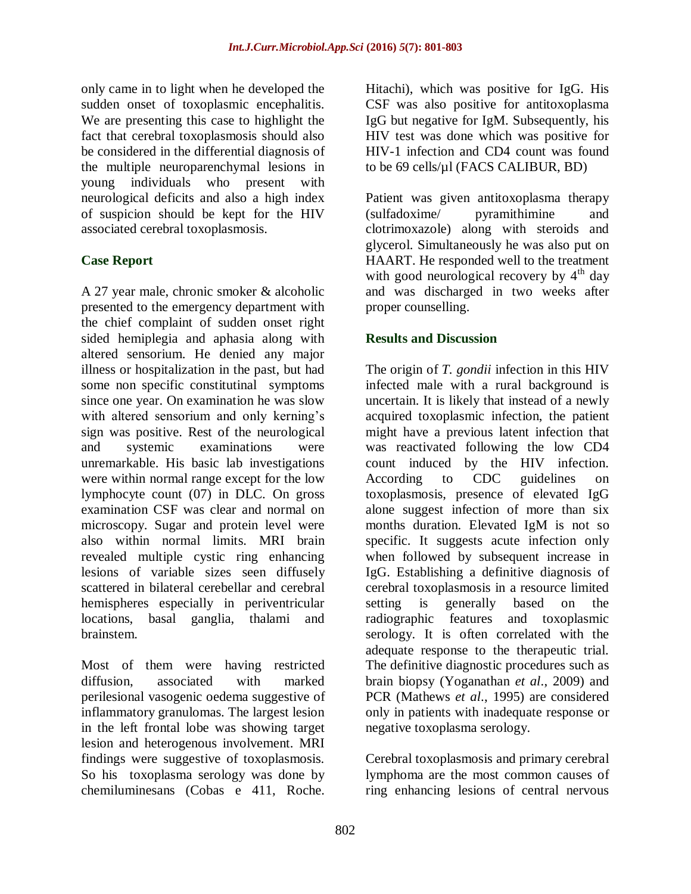only came in to light when he developed the sudden onset of toxoplasmic encephalitis. We are presenting this case to highlight the fact that cerebral toxoplasmosis should also be considered in the differential diagnosis of the multiple neuroparenchymal lesions in young individuals who present with neurological deficits and also a high index of suspicion should be kept for the HIV associated cerebral toxoplasmosis.

## Case Report

A 27 year male, chronic smoker & alcoholic presented to the emergency department with the chief complaint of sudden onset right sided hemiplegia and aphasia along with altered sensorium. He denied any major illness or hospitalization in the past, but had some non specific constitutinal symptoms since one year. On examination he was slow with altered sensorium and only kerning's sign was positive. Rest of the neurological and systemic examinations were unremarkable. His basic lab investigations were within normal range except for the low lymphocyte count (07) in DLC. On gross examination CSF was clear and normal on microscopy. Sugar and protein level were also within normal limits. MRI brain revealed multiple cystic ring enhancing lesions of variable sizes seen diffusely scattered in bilateral cerebellar and cerebral hemispheres especially in periventricular locations, basal ganglia, thalami and brainstem.

Most of them were having restricted diffusion, associated with marked perilesional vasogenic oedema suggestive of inflammatory granulomas. The largest lesion in the left frontal lobe was showing target lesion and heterogenous involvement. MRI findings were suggestive of toxoplasmosis. So his toxoplasma serology was done by chemiluminesans (Cobas e 411, Roche. Hitachi), which was positive for IgG. His CSF was also positive for antitoxoplasma IgG but negative for IgM. Subsequently, his HIV test was done which was positive for HIV-1 infection and CD4 count was found to be 69 cells/µl (FACS CALIBUR, BD)

Patient was given antitoxoplasma therapy (sulfadoxime/ pyramithimine and clotrimoxazole) along with steroids and glycerol. Simultaneously he was also put on HAART. He responded well to the treatment with good neurological recovery by 4th day and was discharged in two weeks after proper counselling.

## Results and Discussion

The origin of *T. gondii* infection in this HIV infected male with a rural background is uncertain. It is likely that instead of a newly acquired toxoplasmic infection, the patient might have a previous latent infection that was reactivated following the low CD4 count induced by the HIV infection. According to CDC guidelines on toxoplasmosis, presence of elevated IgG alone suggest infection of more than six months duration. Elevated IgM is not so specific. It suggests acute infection only when followed by subsequent increase in IgG. Establishing a definitive diagnosis of cerebral toxoplasmosis in a resource limited setting is generally based on the radiographic features and toxoplasmic serology. It is often correlated with the adequate response to the therapeutic trial. The definitive diagnostic procedures such as brain biopsy (Yoganathan *et al*., 2009) and PCR (Mathews *et al*., 1995) are considered only in patients with inadequate response or negative toxoplasma serology.

Cerebral toxoplasmosis and primary cerebral lymphoma are the most common causes of ring enhancing lesions of central nervous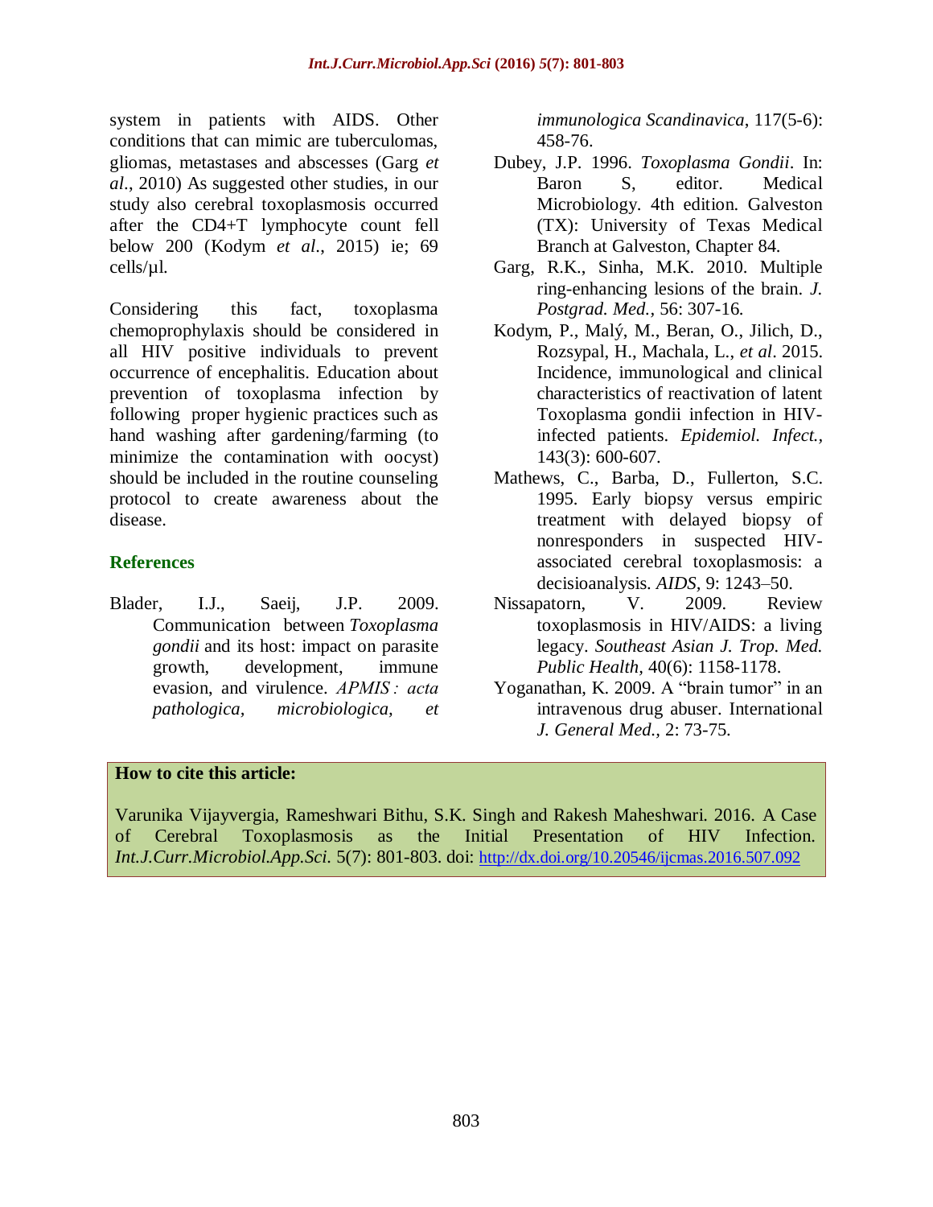system in patients with AIDS. Other conditions that can mimic are tuberculomas, gliomas, metastases and abscesses (Garg *et al*., 2010) As suggested other studies, in our study also cerebral toxoplasmosis occurred after the CD4+T lymphocyte count fell below 200 (Kodym *et al*., 2015) ie; 69 cells/µl.

Considering this fact, toxoplasma chemoprophylaxis should be considered in all HIV positive individuals to prevent occurrence of encephalitis. Education about prevention of toxoplasma infection by following proper hygienic practices such as hand washing after gardening/farming (to minimize the contamination with oocyst) should be included in the routine counseling protocol to create awareness about the disease.

## References

Blader, I.J., Saeij, J.P. 2009. Communication between *Toxoplasma gondii* and its host: impact on parasite growth, development, immune evasion, and virulence. *APMIS : acta pathologica, microbiologica, et immunologica Scandinavica*, 117(5-6): 458-76.

Dubey, J.P. 1996. *Toxoplasma Gondii*. In: Baron S, editor. Medical Microbiology. 4th edition. Galveston (TX): University of Texas Medical Branch at Galveston, Chapter 84.

Garg, R.K., Sinha, M.K. 2010. Multiple ring-enhancing lesions of the brain. *J. Postgrad. Med.*, 56: 307-16.

Kodym, P., Malý, M., Beran, O., Jilich, D., Rozsypal, H., Machala, L., *et al*. 2015. Incidence, immunological and clinical characteristics of reactivation of latent Toxoplasma gondii infection in HIV-infected patients. *Epidemiol. Infect.*, 143(3): 600-607.

Mathews, C., Barba, D., Fullerton, S.C. 1995. Early biopsy versus empiric treatment with delayed biopsy of nonresponders in suspected HIV-associated cerebral toxoplasmosis: a decisioanalysis. *AIDS*, 9: 1243–50.

Nissapatorn, V. 2009. Review toxoplasmosis in HIV/AIDS: a living legacy. *Southeast Asian J. Trop. Med. Public Health*, 40(6): 1158-1178.

Yoganathan, K. 2009. A "brain tumor" in an intravenous drug abuser. International *J. General Med.*, 2: 73-75.

**How to cite this article:**

Varunika Vijayvergia, Rameshwari Bithu, S.K. Singh and Rakesh Maheshwari. 2016. A Case of Cerebral Toxoplasmosis as the Initial Presentation of HIV Infection. *Int.J.Curr.Microbiol.App.Sci.* 5(7): 801-803. doi: http://dx.doi.org/10.20546/ijcmas.2016.507.092